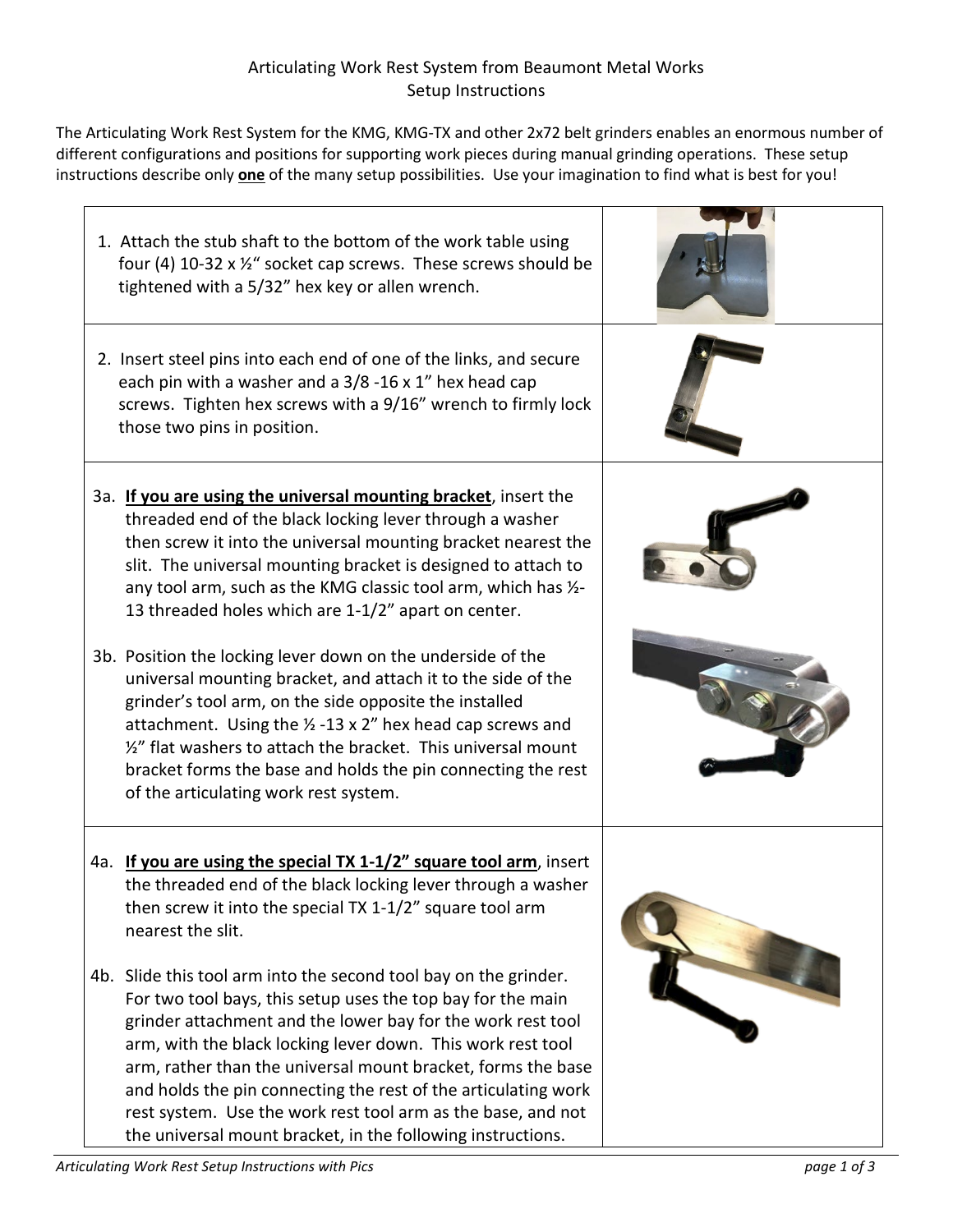Articulating Work Rest System from Beaumont Metal Works
Setup Instructions

The Articulating Work Rest System for the KMG, KMG-TX and other 2x72 belt grinders enables an enormous number of different configurations and positions for supporting work pieces during manual grinding operations. These setup instructions describe only **one** of the many setup possibilities. Use your imagination to find what is best for you!

1. Attach the stub shaft to the bottom of the work table using four (4) 10-32 x ½" socket cap screws. These screws should be tightened with a 5/32" hex key or allen wrench.

2. Insert steel pins into each end of one of the links, and secure each pin with a washer and a 3/8 -16 x 1" hex head cap screws. Tighten hex screws with a 9/16" wrench to firmly lock those two pins in position.

3a. **If you are using the universal mounting bracket**, insert the threaded end of the black locking lever through a washer then screw it into the universal mounting bracket nearest the slit. The universal mounting bracket is designed to attach to any tool arm, such as the KMG classic tool arm, which has ½-13 threaded holes which are 1-1/2" apart on center.

3b. Position the locking lever down on the underside of the universal mounting bracket, and attach it to the side of the grinder's tool arm, on the side opposite the installed attachment. Using the ½ -13 x 2" hex head cap screws and ½" flat washers to attach the bracket. This universal mount bracket forms the base and holds the pin connecting the rest of the articulating work rest system.

4a. **If you are using the special TX 1-1/2" square tool arm**, insert the threaded end of the black locking lever through a washer then screw it into the special TX 1-1/2" square tool arm nearest the slit.

4b. Slide this tool arm into the second tool bay on the grinder. For two tool bays, this setup uses the top bay for the main grinder attachment and the lower bay for the work rest tool arm, with the black locking lever down. This work rest tool arm, rather than the universal mount bracket, forms the base and holds the pin connecting the rest of the articulating work rest system. Use the work rest tool arm as the base, and not the universal mount bracket, in the following instructions.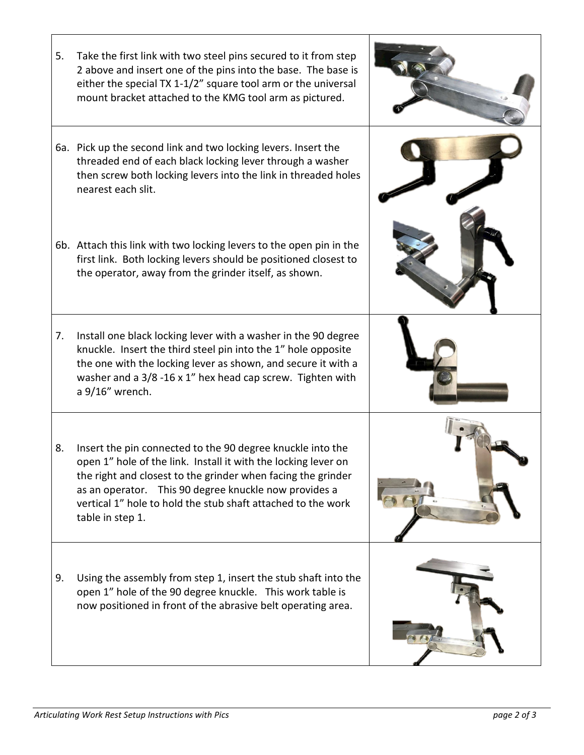| | |
|---|---|
| 5. Take the first link with two steel pins secured to it from step 2 above and insert one of the pins into the base. The base is either the special TX 1-1/2" square tool arm or the universal mount bracket attached to the KMG tool arm as pictured. | |
| 6a. Pick up the second link and two locking levers. Insert the threaded end of each black locking lever through a washer then screw both locking levers into the link in threaded holes nearest each slit.<br><br>6b. Attach this link with two locking levers to the open pin in the first link. Both locking levers should be positioned closest to the operator, away from the grinder itself, as shown. | |
| 7. Install one black locking lever with a washer in the 90 degree knuckle. Insert the third steel pin into the 1" hole opposite the one with the locking lever as shown, and secure it with a washer and a 3/8 -16 x 1" hex head cap screw. Tighten with a 9/16" wrench. | |
| 8. Insert the pin connected to the 90 degree knuckle into the open 1" hole of the link. Install it with the locking lever on the right and closest to the grinder when facing the grinder as an operator. This 90 degree knuckle now provides a vertical 1" hole to hold the stub shaft attached to the work table in step 1. | |
| 9. Using the assembly from step 1, insert the stub shaft into the open 1" hole of the 90 degree knuckle. This work table is now positioned in front of the abrasive belt operating area. | |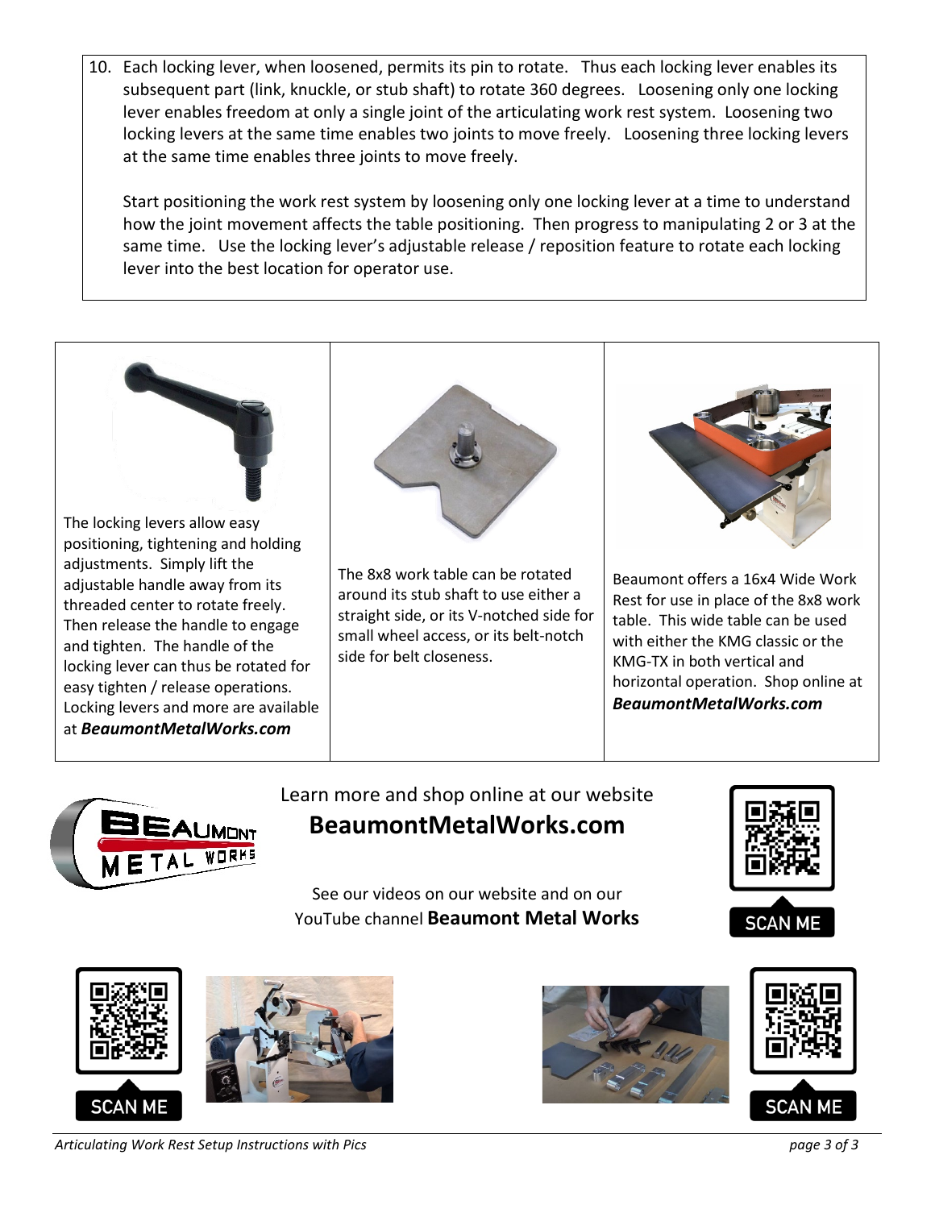10. Each locking lever, when loosened, permits its pin to rotate. Thus each locking lever enables its subsequent part (link, knuckle, or stub shaft) to rotate 360 degrees. Loosening only one locking lever enables freedom at only a single joint of the articulating work rest system. Loosening two locking levers at the same time enables two joints to move freely. Loosening three locking levers at the same time enables three joints to move freely.

    Start positioning the work rest system by loosening only one locking lever at a time to understand how the joint movement affects the table positioning. Then progress to manipulating 2 or 3 at the same time. Use the locking lever's adjustable release / reposition feature to rotate each locking lever into the best location for operator use.

The locking levers allow easy positioning, tightening and holding adjustments. Simply lift the adjustable handle away from its threaded center to rotate freely. Then release the handle to engage and tighten. The handle of the locking lever can thus be rotated for easy tighten / release operations. Locking levers and more are available at ***BeaumontMetalWorks.com***

The 8x8 work table can be rotated around its stub shaft to use either a straight side, or its V-notched side for small wheel access, or its belt-notch side for belt closeness.

Beaumont offers a 16x4 Wide Work Rest for use in place of the 8x8 work table. This wide table can be used with either the KMG classic or the KMG-TX in both vertical and horizontal operation. Shop online at ***BeaumontMetalWorks.com***

Learn more and shop online at our website

**BeaumontMetalWorks.com**

See our videos on our website and on our YouTube channel **Beaumont Metal Works**

SCAN ME

SCAN ME

SCAN ME